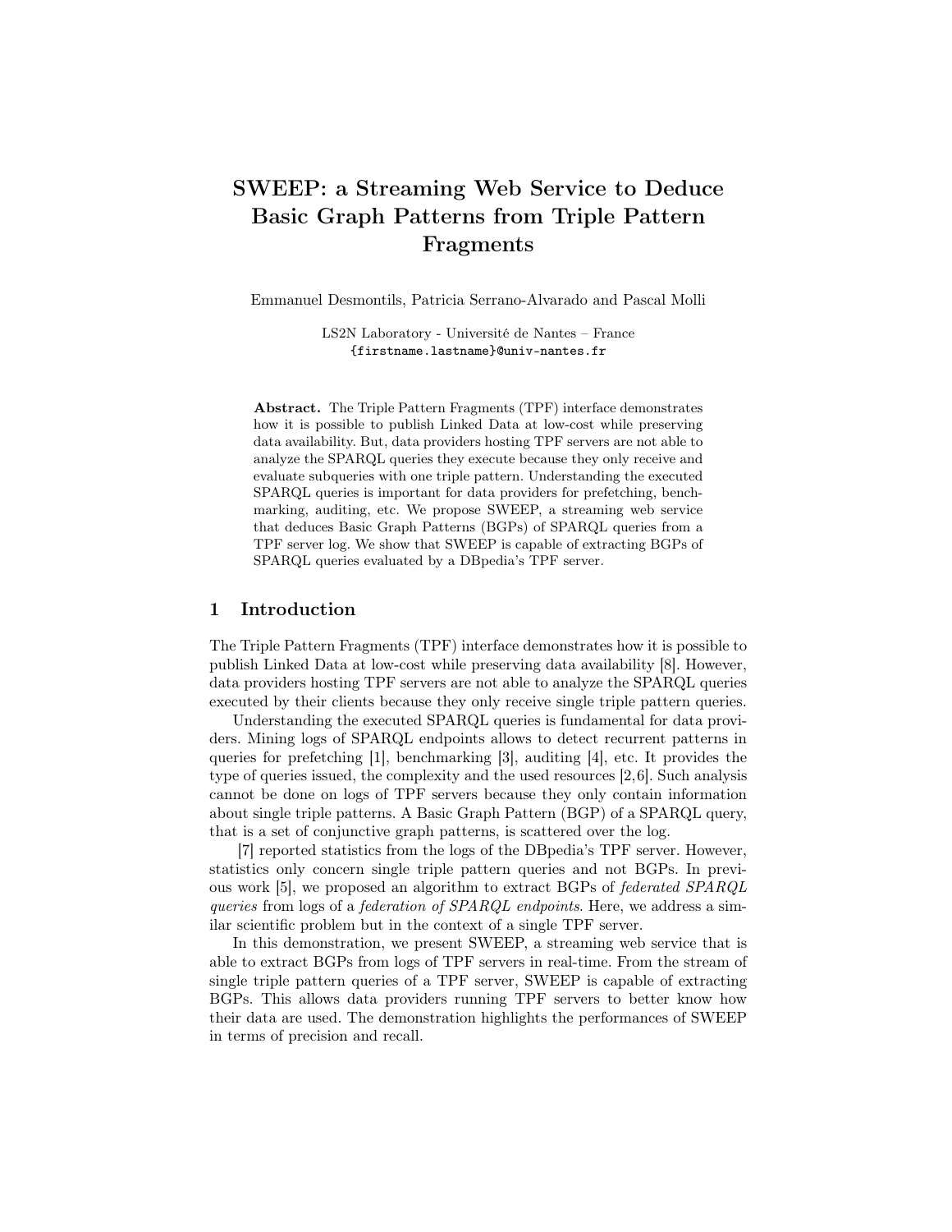# SWEEP: a Streaming Web Service to Deduce Basic Graph Patterns from Triple Pattern Fragments

Emmanuel Desmontils, Patricia Serrano-Alvarado and Pascal Molli

LS2N Laboratory - Université de Nantes – France
{firstname.lastname}@univ-nantes.fr

**Abstract.** The Triple Pattern Fragments (TPF) interface demonstrates how it is possible to publish Linked Data at low-cost while preserving data availability. But, data providers hosting TPF servers are not able to analyze the SPARQL queries they execute because they only receive and evaluate subqueries with one triple pattern. Understanding the executed SPARQL queries is important for data providers for prefetching, benchmarking, auditing, etc. We propose SWEEP, a streaming web service that deduces Basic Graph Patterns (BGPs) of SPARQL queries from a TPF server log. We show that SWEEP is capable of extracting BGPs of SPARQL queries evaluated by a DBpedia's TPF server.

## 1 Introduction

The Triple Pattern Fragments (TPF) interface demonstrates how it is possible to publish Linked Data at low-cost while preserving data availability [8]. However, data providers hosting TPF servers are not able to analyze the SPARQL queries executed by their clients because they only receive single triple pattern queries.

Understanding the executed SPARQL queries is fundamental for data providers. Mining logs of SPARQL endpoints allows to detect recurrent patterns in queries for prefetching [1], benchmarking [3], auditing [4], etc. It provides the type of queries issued, the complexity and the used resources [2,6]. Such analysis cannot be done on logs of TPF servers because they only contain information about single triple patterns. A Basic Graph Pattern (BGP) of a SPARQL query, that is a set of conjunctive graph patterns, is scattered over the log.

[7] reported statistics from the logs of the DBpedia's TPF server. However, statistics only concern single triple pattern queries and not BGPs. In previous work [5], we proposed an algorithm to extract BGPs of *federated SPARQL queries* from logs of a *federation of SPARQL endpoints*. Here, we address a similar scientific problem but in the context of a single TPF server.

In this demonstration, we present SWEEP, a streaming web service that is able to extract BGPs from logs of TPF servers in real-time. From the stream of single triple pattern queries of a TPF server, SWEEP is capable of extracting BGPs. This allows data providers running TPF servers to better know how their data are used. The demonstration highlights the performances of SWEEP in terms of precision and recall.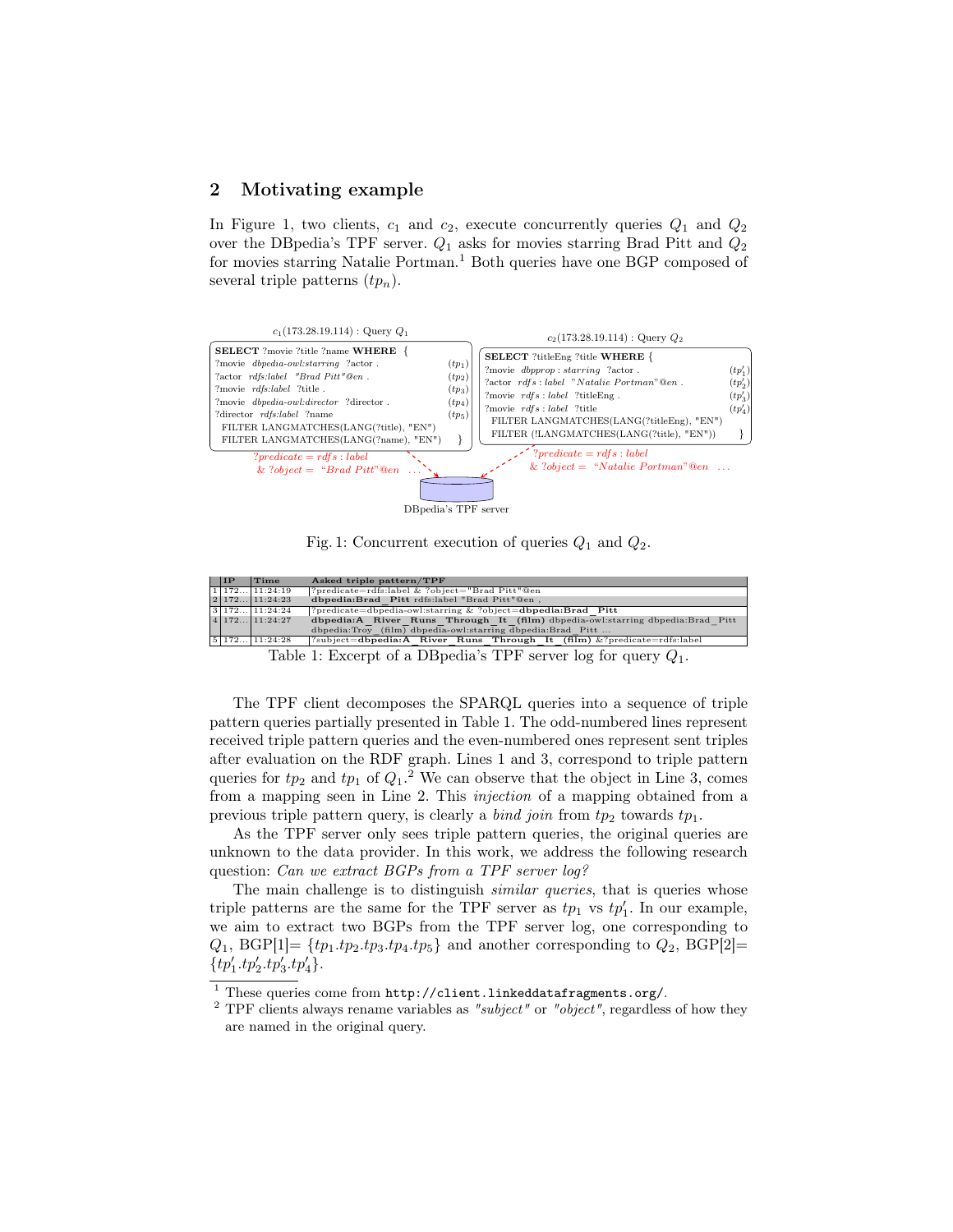## 2 Motivating example

In Figure 1, two clients, $c_1$ and $c_2$, execute concurrently queries $Q_1$ and $Q_2$ over the DBpedia's TPF server. $Q_1$ asks for movies starring Brad Pitt and $Q_2$ for movies starring Natalie Portman.[1] Both queries have one BGP composed of several triple patterns ($tp_n$).

$c_1$(173.28.19.114) : Query $Q_1$

```
SELECT ?movie ?title ?name WHERE {
?movie dbpedia-owl:starring ?actor .              (tp1)
?actor rdfs:label "Brad Pitt"@en .                (tp2)
?movie rdfs:label ?title .                        (tp3)
?movie dbpedia-owl:director ?director .           (tp4)
?director rdfs:label ?name                        (tp5)
 FILTER LANGMATCHES(LANG(?title), "EN")
 FILTER LANGMATCHES(LANG(?name), "EN")            }
```

$c_2$(173.28.19.114) : Query $Q_2$

```
SELECT ?titleEng ?title WHERE {
?movie dbpprop:starring ?actor .                  (tp'1)
?actor rdfs:label "Natalie Portman"@en .          (tp'2)
?movie rdfs:label ?titleEng .                     (tp'3)
?movie rdfs:label ?title                          (tp'4)
 FILTER LANGMATCHES(LANG(?titleEng), "EN")
 FILTER (!LANGMATCHES(LANG(?title), "EN"))        }
```

?predicate = rdfs : label & ?object = "Brad Pitt"@en ...

?predicate = rdfs : label & ?object = "Natalie Portman"@en ...

DBpedia's TPF server

Fig. 1: Concurrent execution of queries $Q_1$ and $Q_2$.

| | IP | Time | Asked triple pattern/TPF |
|---|---|---|---|
| 1 | 172... | 11:24:19 | ?predicate=rdfs:label & ?object="Brad Pitt"@en |
| 2 | 172... | 11:24:23 | **dbpedia:Brad_Pitt** rdfs:label "Brad Pitt"@en . |
| 3 | 172... | 11:24:24 | ?predicate=dbpedia-owl:starring & ?object=**dbpedia:Brad_Pitt** |
| 4 | 172... | 11:24:27 | **dbpedia:A_River_Runs_Through_It_(film)** dbpedia-owl:starring dbpedia:Brad_Pitt dbpedia:Troy_(film) dbpedia-owl:starring dbpedia:Brad_Pitt ... |
| 5 | 172... | 11:24:28 | ?subject=**dbpedia:A_River_Runs_Through_It_(film)** &?predicate=rdfs:label |

Table 1: Excerpt of a DBpedia's TPF server log for query $Q_1$.

The TPF client decomposes the SPARQL queries into a sequence of triple pattern queries partially presented in Table 1. The odd-numbered lines represent received triple pattern queries and the even-numbered ones represent sent triples after evaluation on the RDF graph. Lines 1 and 3, correspond to triple pattern queries for $tp_2$ and $tp_1$ of $Q_1$.[2] We can observe that the object in Line 3, comes from a mapping seen in Line 2. This *injection* of a mapping obtained from a previous triple pattern query, is clearly a *bind join* from $tp_2$ towards $tp_1$.

As the TPF server only sees triple pattern queries, the original queries are unknown to the data provider. In this work, we address the following research question: *Can we extract BGPs from a TPF server log?*

The main challenge is to distinguish *similar queries*, that is queries whose triple patterns are the same for the TPF server as $tp_1$ vs $tp'_1$. In our example, we aim to extract two BGPs from the TPF server log, one corresponding to $Q_1$, BGP[1]= $\{tp_1.tp_2.tp_3.tp_4.tp_5\}$ and another corresponding to $Q_2$, BGP[2]= $\{tp'_1.tp'_2.tp'_3.tp'_4\}$.

[1] These queries come from `http://client.linkeddatafragments.org/`.

[2] TPF clients always rename variables as *"subject"* or *"object"*, regardless of how they are named in the original query.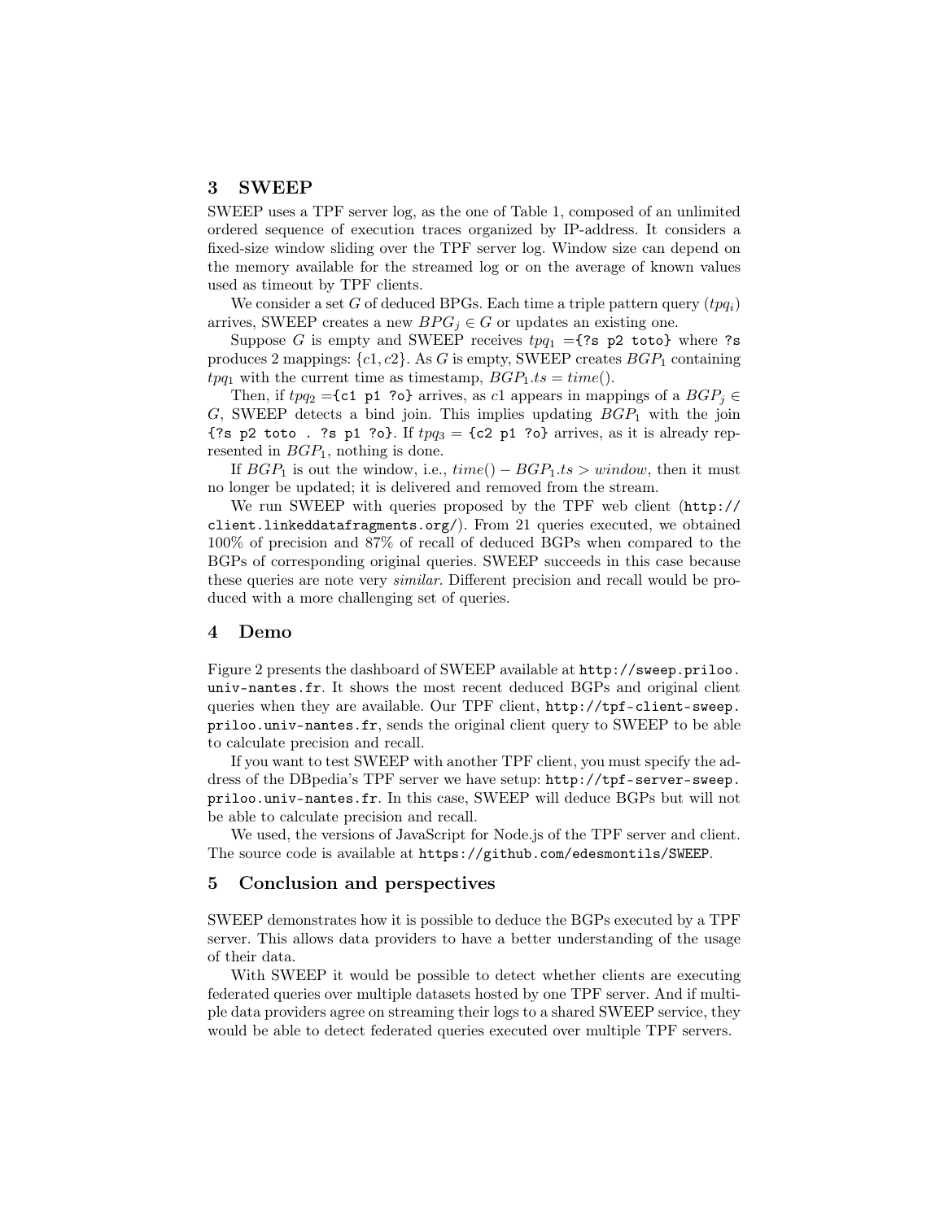## 3 SWEEP

SWEEP uses a TPF server log, as the one of Table 1, composed of an unlimited ordered sequence of execution traces organized by IP-address. It considers a fixed-size window sliding over the TPF server log. Window size can depend on the memory available for the streamed log or on the average of known values used as timeout by TPF clients.

We consider a set $G$ of deduced BPGs. Each time a triple pattern query ($tpq_i$) arrives, SWEEP creates a new $BPG_j \in G$ or updates an existing one.

Suppose $G$ is empty and SWEEP receives $tpq_1$ =`{?s p2 toto}` where `?s` produces 2 mappings: $\{c1, c2\}$. As $G$ is empty, SWEEP creates $BGP_1$ containing $tpq_1$ with the current time as timestamp, $BGP_1.ts = time()$.

Then, if $tpq_2$ =`{c1 p1 ?o}` arrives, as $c1$ appears in mappings of a $BGP_j \in G$, SWEEP detects a bind join. This implies updating $BGP_1$ with the join `{?s p2 toto . ?s p1 ?o}`. If $tpq_3$ = `{c2 p1 ?o}` arrives, as it is already represented in $BGP_1$, nothing is done.

If $BGP_1$ is out the window, i.e., $time() - BGP_1.ts > window$, then it must no longer be updated; it is delivered and removed from the stream.

We run SWEEP with queries proposed by the TPF web client (`http://client.linkeddatafragments.org/`). From 21 queries executed, we obtained 100% of precision and 87% of recall of deduced BGPs when compared to the BGPs of corresponding original queries. SWEEP succeeds in this case because these queries are note very *similar*. Different precision and recall would be produced with a more challenging set of queries.

## 4 Demo

Figure 2 presents the dashboard of SWEEP available at `http://sweep.priloo.univ-nantes.fr`. It shows the most recent deduced BGPs and original client queries when they are available. Our TPF client, `http://tpf-client-sweep.priloo.univ-nantes.fr`, sends the original client query to SWEEP to be able to calculate precision and recall.

If you want to test SWEEP with another TPF client, you must specify the address of the DBpedia's TPF server we have setup: `http://tpf-server-sweep.priloo.univ-nantes.fr`. In this case, SWEEP will deduce BGPs but will not be able to calculate precision and recall.

We used, the versions of JavaScript for Node.js of the TPF server and client. The source code is available at `https://github.com/edesmontils/SWEEP`.

## 5 Conclusion and perspectives

SWEEP demonstrates how it is possible to deduce the BGPs executed by a TPF server. This allows data providers to have a better understanding of the usage of their data.

With SWEEP it would be possible to detect whether clients are executing federated queries over multiple datasets hosted by one TPF server. And if multiple data providers agree on streaming their logs to a shared SWEEP service, they would be able to detect federated queries executed over multiple TPF servers.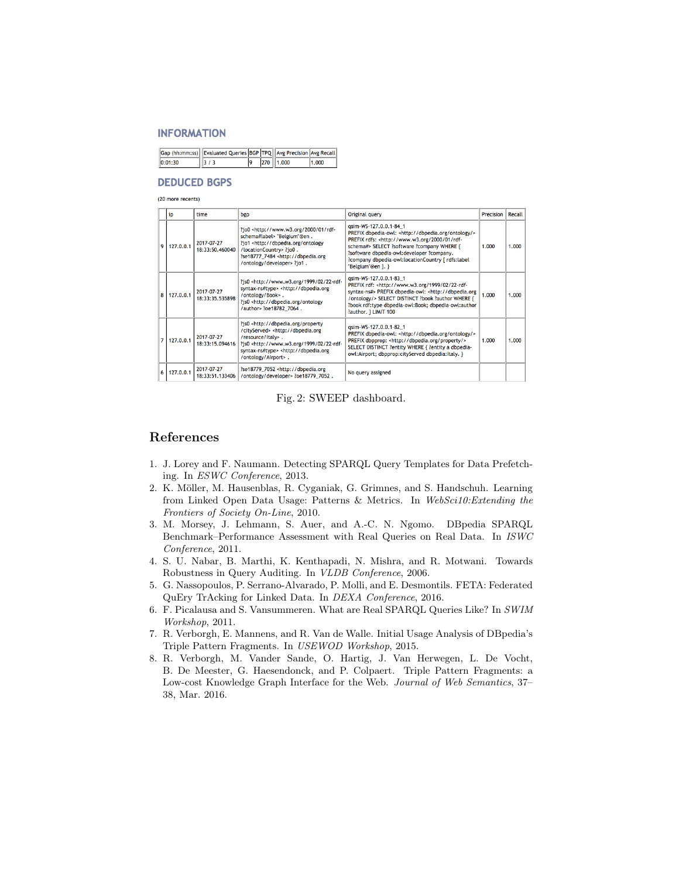## INFORMATION

| Gap (hh:mm:ss) | Evaluated Queries | BGP | TPQ | Avg Precision | Avg Recall |
|---|---|---|---|---|---|
| 0:01:30 | 3 / 3 | 9 | 270 | 1.000 | 1.000 |

## DEDUCED BGPS

(20 more recents)

| | ip | time | bgp | Original query | Precision | Recall |
|---|---|---|---|---|---|---|
| 9 | 127.0.0.1 | 2017-07-27 18:33:50.460040 | ?jo0 <http://www.w3.org/2000/01/rdf-schema#label> "Belgium"@en . ?jo1 <http://dbpedia.org/ontology/locationCountry> ?jo0 . ?se18777_7484 <http://dbpedia.org/ontology/developer> ?jo1 . | qsim-WS-127.0.0.1-84_1 PREFIX dbpedia-owl: <http://dbpedia.org/ontology/> PREFIX rdfs: <http://www.w3.org/2000/01/rdf-schema#> SELECT ?software ?company WHERE { ?software dbpedia-owl:developer ?company. ?company dbpedia-owl:locationCountry [ rdfs:label "Belgium"@en ]. } | 1.000 | 1.000 |
| 8 | 127.0.0.1 | 2017-07-27 18:33:35.535898 | ?js0 <http://www.w3.org/1999/02/22-rdf-syntax-ns#type> <http://dbpedia.org/ontology/Book> . ?js0 <http://dbpedia.org/ontology/author> ?oe18782_7064 . | qsim-WS-127.0.0.1-83_1 PREFIX rdf: <http://www.w3.org/1999/02/22-rdf-syntax-ns#> PREFIX dbpedia-owl: <http://dbpedia.org/ontology/> SELECT DISTINCT ?book ?author WHERE { ?book rdf:type dbpedia-owl:Book; dbpedia-owl:author ?author. } LIMIT 100 | 1.000 | 1.000 |
| 7 | 127.0.0.1 | 2017-07-27 18:33:15.094616 | ?js0 <http://dbpedia.org/property/cityServed> <http://dbpedia.org/resource/Italy> . ?js0 <http://www.w3.org/1999/02/22-rdf-syntax-ns#type> <http://dbpedia.org/ontology/Airport> . | qsim-WS-127.0.0.1-82_1 PREFIX dbpedia-owl: <http://dbpedia.org/ontology/> PREFIX dbpprop: <http://dbpedia.org/property/> SELECT DISTINCT ?entity WHERE { ?entity a dbpedia-owl:Airport; dbpprop:cityServed dbpedia:Italy. } | 1.000 | 1.000 |
| 6 | 127.0.0.1 | 2017-07-27 18:33:51.133406 | ?se18779_7052 <http://dbpedia.org/ontology/developer> ?oe18779_7052 . | No query assigned | | |

Fig. 2: SWEEP dashboard.

## References

1. J. Lorey and F. Naumann. Detecting SPARQL Query Templates for Data Prefetching. In *ESWC Conference*, 2013.
2. K. Möller, M. Hausenblas, R. Cyganiak, G. Grimnes, and S. Handschuh. Learning from Linked Open Data Usage: Patterns & Metrics. In *WebSci10:Extending the Frontiers of Society On-Line*, 2010.
3. M. Morsey, J. Lehmann, S. Auer, and A.-C. N. Ngomo. DBpedia SPARQL Benchmark–Performance Assessment with Real Queries on Real Data. In *ISWC Conference*, 2011.
4. S. U. Nabar, B. Marthi, K. Kenthapadi, N. Mishra, and R. Motwani. Towards Robustness in Query Auditing. In *VLDB Conference*, 2006.
5. G. Nassopoulos, P. Serrano-Alvarado, P. Molli, and E. Desmontils. FETA: Federated QuEry TrAcking for Linked Data. In *DEXA Conference*, 2016.
6. F. Picalausa and S. Vansummeren. What are Real SPARQL Queries Like? In *SWIM Workshop*, 2011.
7. R. Verborgh, E. Mannens, and R. Van de Walle. Initial Usage Analysis of DBpedia's Triple Pattern Fragments. In *USEWOD Workshop*, 2015.
8. R. Verborgh, M. Vander Sande, O. Hartig, J. Van Herwegen, L. De Vocht, B. De Meester, G. Haesendonck, and P. Colpaert. Triple Pattern Fragments: a Low-cost Knowledge Graph Interface for the Web. *Journal of Web Semantics*, 37–38, Mar. 2016.